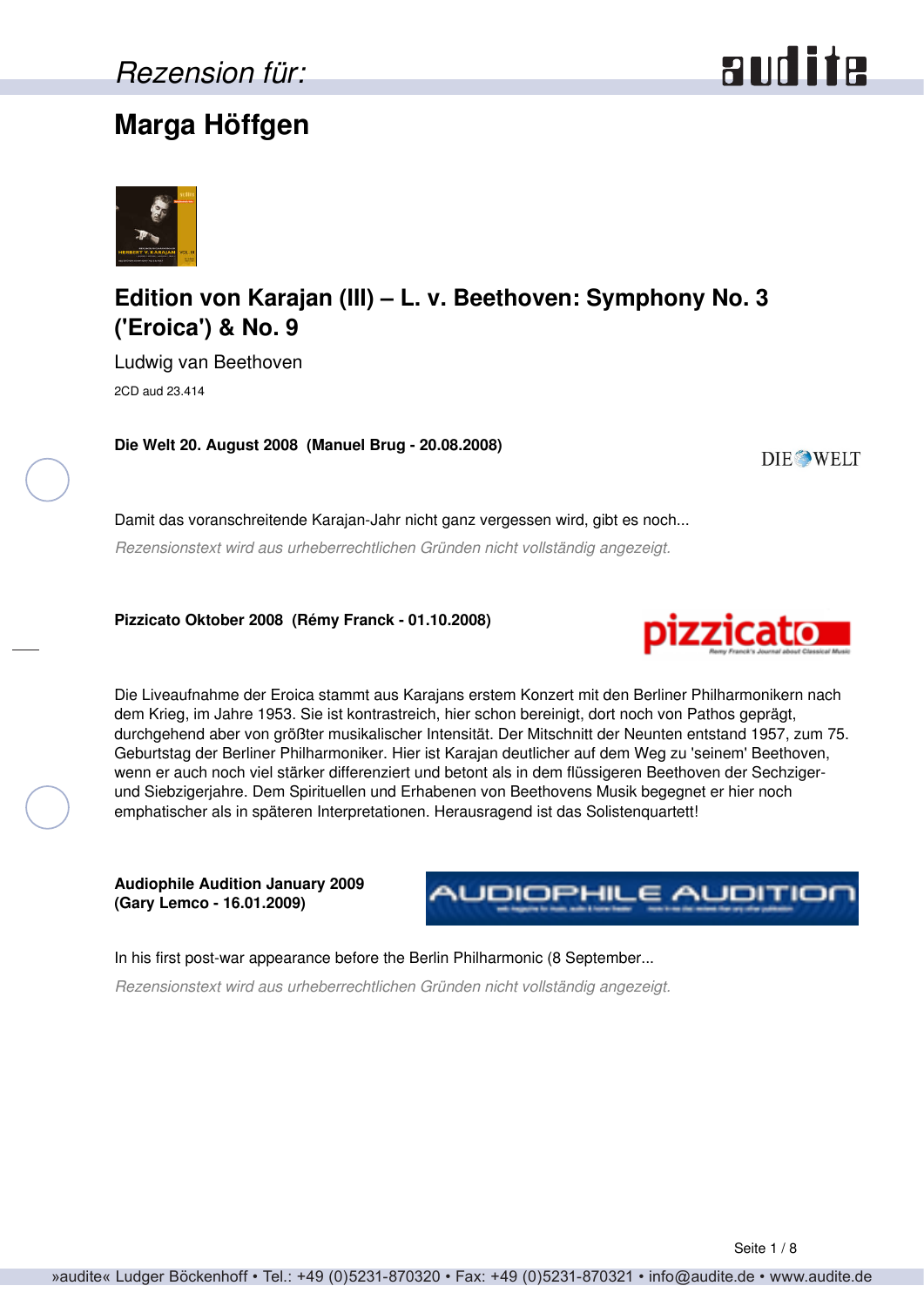Rezension für:

# Marga Höffgen

## Edition von Karajan (III) – L. v. Beethoven: Symphony No. 3 ('Eroica') & No. 9

Ludwig van Beethoven

2CD aud 23.414

**Die Welt 20. August 2008 (Manuel Brug - 20.08.2008)**

Damit das voranschreitende Karajan-Jahr nicht ganz vergessen wird, gibt es noch...

*Rezensionstext wird aus urheberrechtlichen Gründen nicht vollständig angezeigt.*

**Pizzicato Oktober 2008 (Rémy Franck - 01.10.2008)**

Die Liveaufnahme der Eroica stammt aus Karajans erstem Konzert mit den Berliner Philharmonikern nach dem Krieg, im Jahre 1953. Sie ist kontrastreich, hier schon bereinigt, dort noch von Pathos geprägt, durchgehend aber von größter musikalischer Intensität. Der Mitschnitt der Neunten entstand 1957, zum 75. Geburtstag der Berliner Philharmoniker. Hier ist Karajan deutlicher auf dem Weg zu 'seinem' Beethoven, wenn er auch noch viel stärker differenziert und betont als in dem flüssigeren Beethoven der Sechziger- und Siebzigerjahre. Dem Spirituellen und Erhabenen von Beethovens Musik begegnet er hier noch emphatischer als in späteren Interpretationen. Herausragend ist das Solistenquartett!

**Audiophile Audition January 2009 (Gary Lemco - 16.01.2009)**

In his first post-war appearance before the Berlin Philharmonic (8 September...

*Rezensionstext wird aus urheberrechtlichen Gründen nicht vollständig angezeigt.*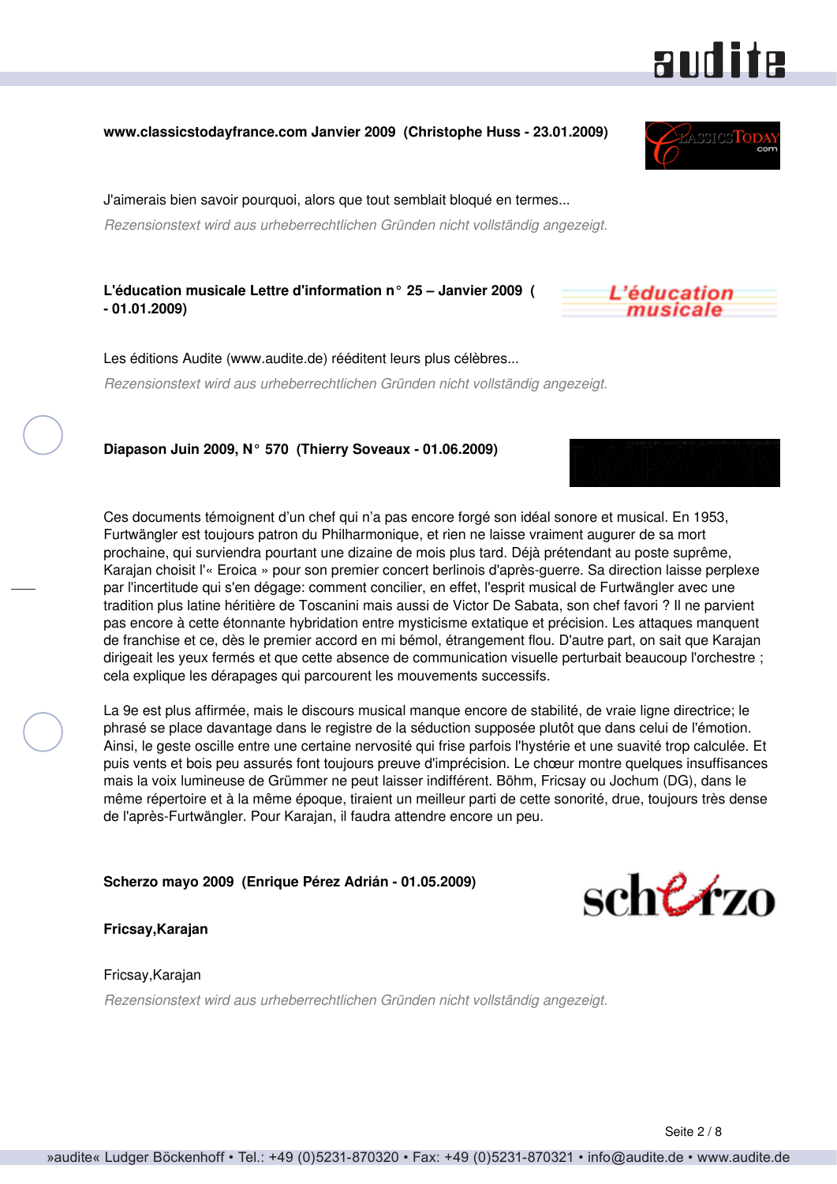**www.classicstodayfrance.com Janvier 2009 (Christophe Huss - 23.01.2009)**

J'aimerais bien savoir pourquoi, alors que tout semblait bloqué en termes...

*Rezensionstext wird aus urheberrechtlichen Gründen nicht vollständig angezeigt.*

**L'éducation musicale Lettre d'information n° 25 – Janvier 2009 ( - 01.01.2009)**

Les éditions Audite (www.audite.de) rééditent leurs plus célèbres...

*Rezensionstext wird aus urheberrechtlichen Gründen nicht vollständig angezeigt.*

**Diapason Juin 2009, N° 570 (Thierry Soveaux - 01.06.2009)**

Ces documents témoignent d'un chef qui n'a pas encore forgé son idéal sonore et musical. En 1953, Furtwängler est toujours patron du Philharmonique, et rien ne laisse vraiment augurer de sa mort prochaine, qui surviendra pourtant une dizaine de mois plus tard. Déjà prétendant au poste suprême, Karajan choisit l'« Eroica » pour son premier concert berlinois d'après-guerre. Sa direction laisse perplexe par l'incertitude qui s'en dégage: comment concilier, en effet, l'esprit musical de Furtwängler avec une tradition plus latine héritière de Toscanini mais aussi de Victor De Sabata, son chef favori ? Il ne parvient pas encore à cette étonnante hybridation entre mysticisme extatique et précision. Les attaques manquent de franchise et ce, dès le premier accord en mi bémol, étrangement flou. D'autre part, on sait que Karajan dirigeait les yeux fermés et que cette absence de communication visuelle perturbait beaucoup l'orchestre ; cela explique les dérapages qui parcourent les mouvements successifs.

La 9e est plus affirmée, mais le discours musical manque encore de stabilité, de vraie ligne directrice; le phrasé se place davantage dans le registre de la séduction supposée plutôt que dans celui de l'émotion. Ainsi, le geste oscille entre une certaine nervosité qui frise parfois l'hystérie et une suavité trop calculée. Et puis vents et bois peu assurés font toujours preuve d'imprécision. Le chœur montre quelques insuffisances mais la voix lumineuse de Grümmer ne peut laisser indifférent. Böhm, Fricsay ou Jochum (DG), dans le même répertoire et à la même époque, tiraient un meilleur parti de cette sonorité, drue, toujours très dense de l'après-Furtwängler. Pour Karajan, il faudra attendre encore un peu.

**Scherzo mayo 2009 (Enrique Pérez Adrián - 01.05.2009)**

**Fricsay,Karajan**

Fricsay,Karajan

*Rezensionstext wird aus urheberrechtlichen Gründen nicht vollständig angezeigt.*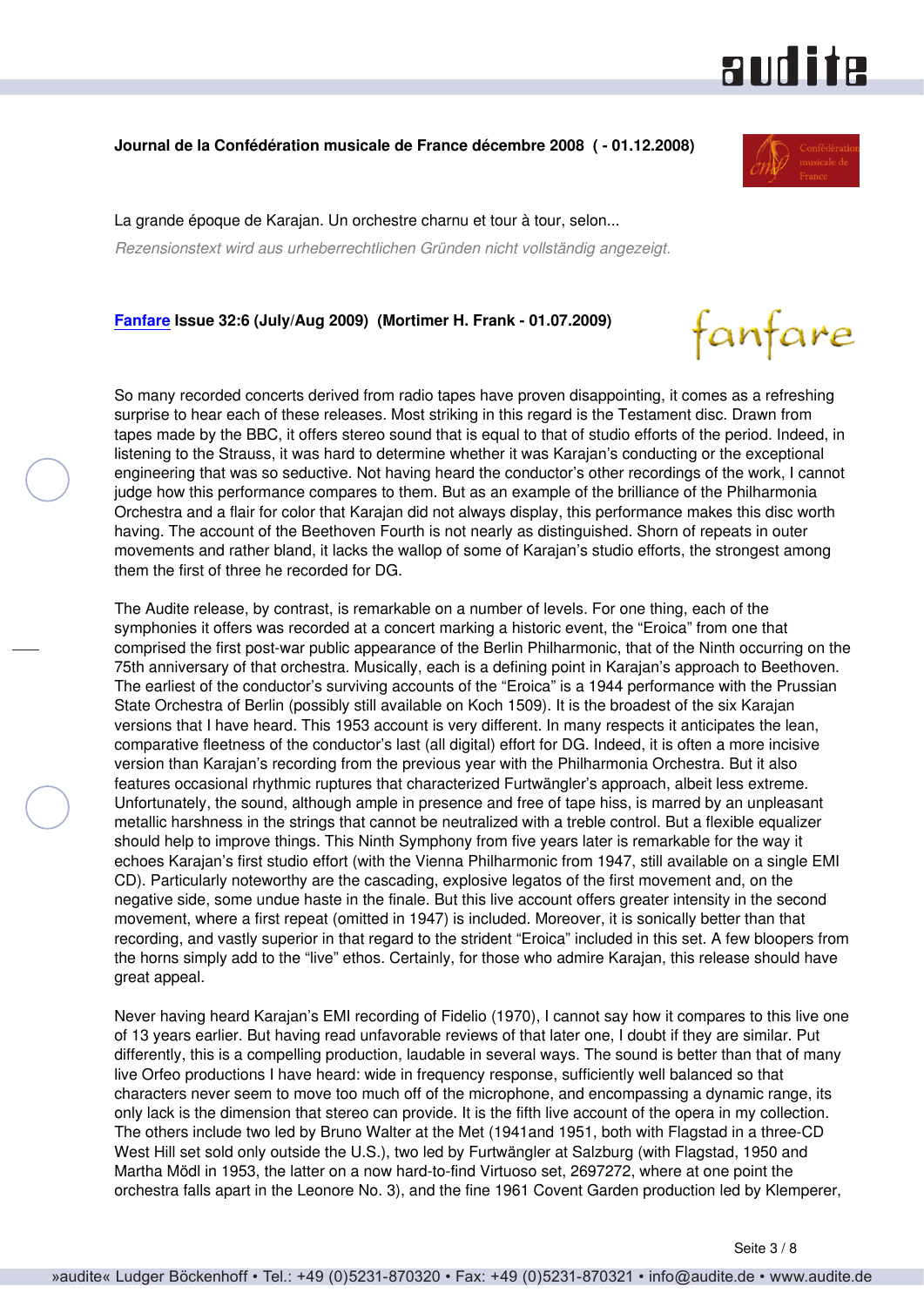**Journal de la Confédération musicale de France décembre 2008 ( - 01.12.2008)**

La grande époque de Karajan. Un orchestre charnu et tour à tour, selon...

*Rezensionstext wird aus urheberrechtlichen Gründen nicht vollständig angezeigt.*

**Fanfare Issue 32:6 (July/Aug 2009) (Mortimer H. Frank - 01.07.2009)**

So many recorded concerts derived from radio tapes have proven disappointing, it comes as a refreshing surprise to hear each of these releases. Most striking in this regard is the Testament disc. Drawn from tapes made by the BBC, it offers stereo sound that is equal to that of studio efforts of the period. Indeed, in listening to the Strauss, it was hard to determine whether it was Karajan's conducting or the exceptional engineering that was so seductive. Not having heard the conductor's other recordings of the work, I cannot judge how this performance compares to them. But as an example of the brilliance of the Philharmonia Orchestra and a flair for color that Karajan did not always display, this performance makes this disc worth having. The account of the Beethoven Fourth is not nearly as distinguished. Shorn of repeats in outer movements and rather bland, it lacks the wallop of some of Karajan's studio efforts, the strongest among them the first of three he recorded for DG.

The Audite release, by contrast, is remarkable on a number of levels. For one thing, each of the symphonies it offers was recorded at a concert marking a historic event, the "Eroica" from one that comprised the first post-war public appearance of the Berlin Philharmonic, that of the Ninth occurring on the 75th anniversary of that orchestra. Musically, each is a defining point in Karajan's approach to Beethoven. The earliest of the conductor's surviving accounts of the "Eroica" is a 1944 performance with the Prussian State Orchestra of Berlin (possibly still available on Koch 1509). It is the broadest of the six Karajan versions that I have heard. This 1953 account is very different. In many respects it anticipates the lean, comparative fleetness of the conductor's last (all digital) effort for DG. Indeed, it is often a more incisive version than Karajan's recording from the previous year with the Philharmonia Orchestra. But it also features occasional rhythmic ruptures that characterized Furtwängler's approach, albeit less extreme. Unfortunately, the sound, although ample in presence and free of tape hiss, is marred by an unpleasant metallic harshness in the strings that cannot be neutralized with a treble control. But a flexible equalizer should help to improve things. This Ninth Symphony from five years later is remarkable for the way it echoes Karajan's first studio effort (with the Vienna Philharmonic from 1947, still available on a single EMI CD). Particularly noteworthy are the cascading, explosive legatos of the first movement and, on the negative side, some undue haste in the finale. But this live account offers greater intensity in the second movement, where a first repeat (omitted in 1947) is included. Moreover, it is sonically better than that recording, and vastly superior in that regard to the strident "Eroica" included in this set. A few bloopers from the horns simply add to the "live" ethos. Certainly, for those who admire Karajan, this release should have great appeal.

Never having heard Karajan's EMI recording of Fidelio (1970), I cannot say how it compares to this live one of 13 years earlier. But having read unfavorable reviews of that later one, I doubt if they are similar. Put differently, this is a compelling production, laudable in several ways. The sound is better than that of many live Orfeo productions I have heard: wide in frequency response, sufficiently well balanced so that characters never seem to move too much off of the microphone, and encompassing a dynamic range, its only lack is the dimension that stereo can provide. It is the fifth live account of the opera in my collection. The others include two led by Bruno Walter at the Met (1941and 1951, both with Flagstad in a three-CD West Hill set sold only outside the U.S.), two led by Furtwängler at Salzburg (with Flagstad, 1950 and Martha Mödl in 1953, the latter on a now hard-to-find Virtuoso set, 2697272, where at one point the orchestra falls apart in the Leonore No. 3), and the fine 1961 Covent Garden production led by Klemperer,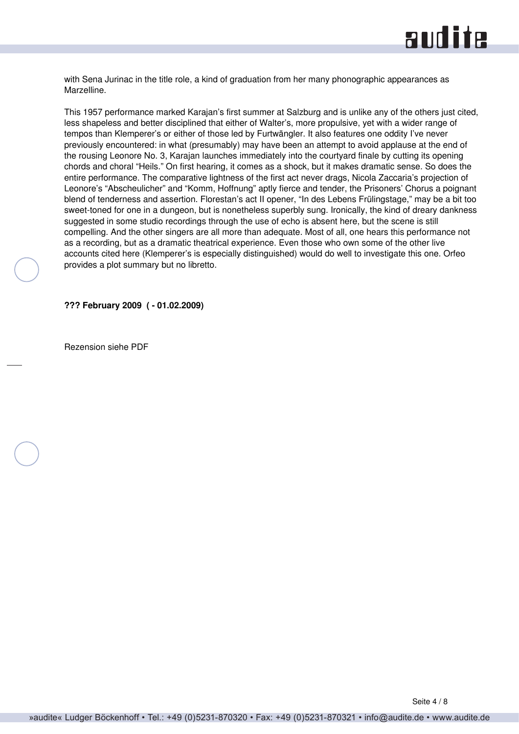with Sena Jurinac in the title role, a kind of graduation from her many phonographic appearances as Marzelline.

This 1957 performance marked Karajan's first summer at Salzburg and is unlike any of the others just cited, less shapeless and better disciplined that either of Walter's, more propulsive, yet with a wider range of tempos than Klemperer's or either of those led by Furtwängler. It also features one oddity I've never previously encountered: in what (presumably) may have been an attempt to avoid applause at the end of the rousing Leonore No. 3, Karajan launches immediately into the courtyard finale by cutting its opening chords and choral "Heils." On first hearing, it comes as a shock, but it makes dramatic sense. So does the entire performance. The comparative lightness of the first act never drags, Nicola Zaccaria's projection of Leonore's "Abscheulicher" and "Komm, Hoffnung" aptly fierce and tender, the Prisoners' Chorus a poignant blend of tenderness and assertion. Florestan's act II opener, "In des Lebens Frülingstage," may be a bit too sweet-toned for one in a dungeon, but is nonetheless superbly sung. Ironically, the kind of dreary dankness suggested in some studio recordings through the use of echo is absent here, but the scene is still compelling. And the other singers are all more than adequate. Most of all, one hears this performance not as a recording, but as a dramatic theatrical experience. Even those who own some of the other live accounts cited here (Klemperer's is especially distinguished) would do well to investigate this one. Orfeo provides a plot summary but no libretto.

**??? February 2009 ( - 01.02.2009)**

Rezension siehe PDF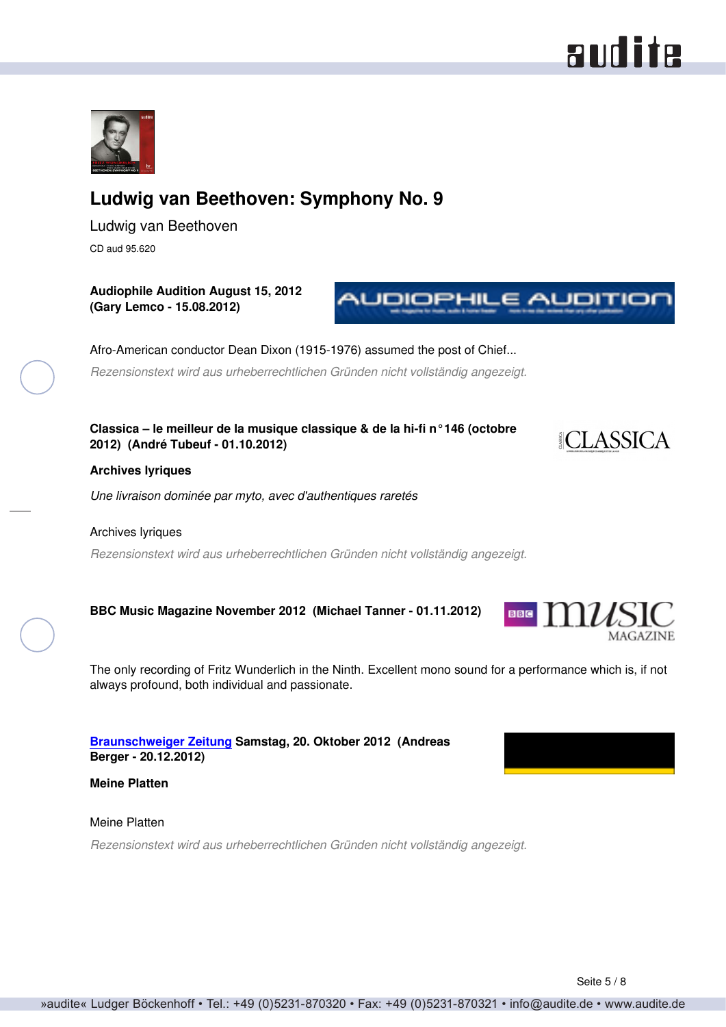# Ludwig van Beethoven: Symphony No. 9

Ludwig van Beethoven

CD aud 95.620

**Audiophile Audition August 15, 2012**
**(Gary Lemco - 15.08.2012)**

Afro-American conductor Dean Dixon (1915-1976) assumed the post of Chief...

*Rezensionstext wird aus urheberrechtlichen Gründen nicht vollständig angezeigt.*

**Classica – le meilleur de la musique classique & de la hi-fi n°146 (octobre 2012) (André Tubeuf - 01.10.2012)**

**Archives lyriques**

*Une livraison dominée par myto, avec d'authentiques raretés*

Archives lyriques

*Rezensionstext wird aus urheberrechtlichen Gründen nicht vollständig angezeigt.*

**BBC Music Magazine November 2012 (Michael Tanner - 01.11.2012)**

The only recording of Fritz Wunderlich in the Ninth. Excellent mono sound for a performance which is, if not always profound, both individual and passionate.

**Braunschweiger Zeitung Samstag, 20. Oktober 2012 (Andreas Berger - 20.12.2012)**

**Meine Platten**

Meine Platten

*Rezensionstext wird aus urheberrechtlichen Gründen nicht vollständig angezeigt.*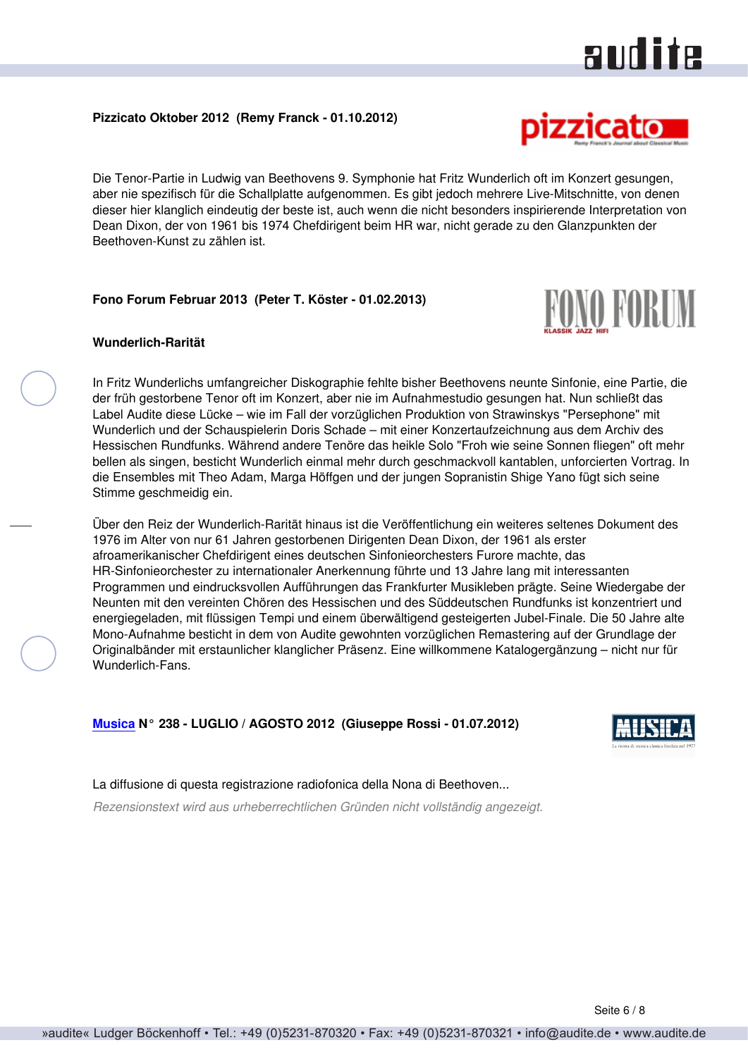**Pizzicato Oktober 2012 (Remy Franck - 01.10.2012)**

Die Tenor-Partie in Ludwig van Beethovens 9. Symphonie hat Fritz Wunderlich oft im Konzert gesungen, aber nie spezifisch für die Schallplatte aufgenommen. Es gibt jedoch mehrere Live-Mitschnitte, von denen dieser hier klanglich eindeutig der beste ist, auch wenn die nicht besonders inspirierende Interpretation von Dean Dixon, der von 1961 bis 1974 Chefdirigent beim HR war, nicht gerade zu den Glanzpunkten der Beethoven-Kunst zu zählen ist.

**Fono Forum Februar 2013 (Peter T. Köster - 01.02.2013)**

**Wunderlich-Rarität**

In Fritz Wunderlichs umfangreicher Diskographie fehlte bisher Beethovens neunte Sinfonie, eine Partie, die der früh gestorbene Tenor oft im Konzert, aber nie im Aufnahmestudio gesungen hat. Nun schließt das Label Audite diese Lücke – wie im Fall der vorzüglichen Produktion von Strawinskys "Persephone" mit Wunderlich und der Schauspielerin Doris Schade – mit einer Konzertaufzeichnung aus dem Archiv des Hessischen Rundfunks. Während andere Tenöre das heikle Solo "Froh wie seine Sonnen fliegen" oft mehr bellen als singen, besticht Wunderlich einmal mehr durch geschmackvoll kantablen, unforcierten Vortrag. In die Ensembles mit Theo Adam, Marga Höffgen und der jungen Sopranistin Shige Yano fügt sich seine Stimme geschmeidig ein.

Über den Reiz der Wunderlich-Rarität hinaus ist die Veröffentlichung ein weiteres seltenes Dokument des 1976 im Alter von nur 61 Jahren gestorbenen Dirigenten Dean Dixon, der 1961 als erster afroamerikanischer Chefdirigent eines deutschen Sinfonieorchesters Furore machte, das HR-Sinfonieorchester zu internationaler Anerkennung führte und 13 Jahre lang mit interessanten Programmen und eindrucksvollen Aufführungen das Frankfurter Musikleben prägte. Seine Wiedergabe der Neunten mit den vereinten Chören des Hessischen und des Süddeutschen Rundfunks ist konzentriert und energiegeladen, mit flüssigen Tempi und einem überwältigend gesteigerten Jubel-Finale. Die 50 Jahre alte Mono-Aufnahme besticht in dem von Audite gewohnten vorzüglichen Remastering auf der Grundlage der Originalbänder mit erstaunlicher klanglicher Präsenz. Eine willkommene Katalogergänzung – nicht nur für Wunderlich-Fans.

**Musica N° 238 - LUGLIO / AGOSTO 2012 (Giuseppe Rossi - 01.07.2012)**

La diffusione di questa registrazione radiofonica della Nona di Beethoven...

*Rezensionstext wird aus urheberrechtlichen Gründen nicht vollständig angezeigt.*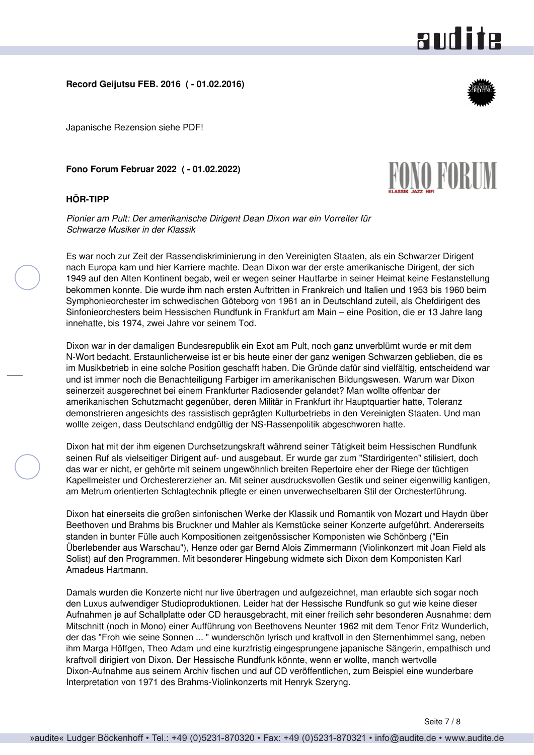**Record Geijutsu FEB. 2016 ( - 01.02.2016)**

Japanische Rezension siehe PDF!

**Fono Forum Februar 2022 ( - 01.02.2022)**

**HÖR-TIPP**

*Pionier am Pult: Der amerikanische Dirigent Dean Dixon war ein Vorreiter für Schwarze Musiker in der Klassik*

Es war noch zur Zeit der Rassendiskriminierung in den Vereinigten Staaten, als ein Schwarzer Dirigent nach Europa kam und hier Karriere machte. Dean Dixon war der erste amerikanische Dirigent, der sich 1949 auf den Alten Kontinent begab, weil er wegen seiner Hautfarbe in seiner Heimat keine Festanstellung bekommen konnte. Die wurde ihm nach ersten Auftritten in Frankreich und Italien und 1953 bis 1960 beim Symphonieorchester im schwedischen Göteborg von 1961 an in Deutschland zuteil, als Chefdirigent des Sinfonieorchesters beim Hessischen Rundfunk in Frankfurt am Main – eine Position, die er 13 Jahre lang innehatte, bis 1974, zwei Jahre vor seinem Tod.

Dixon war in der damaligen Bundesrepublik ein Exot am Pult, noch ganz unverblümt wurde er mit dem N-Wort bedacht. Erstaunlicherweise ist er bis heute einer der ganz wenigen Schwarzen geblieben, die es im Musikbetrieb in eine solche Position geschafft haben. Die Gründe dafür sind vielfältig, entscheidend war und ist immer noch die Benachteiligung Farbiger im amerikanischen Bildungswesen. Warum war Dixon seinerzeit ausgerechnet bei einem Frankfurter Radiosender gelandet? Man wollte offenbar der amerikanischen Schutzmacht gegenüber, deren Militär in Frankfurt ihr Hauptquartier hatte, Toleranz demonstrieren angesichts des rassistisch geprägten Kulturbetriebs in den Vereinigten Staaten. Und man wollte zeigen, dass Deutschland endgültig der NS-Rassenpolitik abgeschworen hatte.

Dixon hat mit der ihm eigenen Durchsetzungskraft während seiner Tätigkeit beim Hessischen Rundfunk seinen Ruf als vielseitiger Dirigent auf- und ausgebaut. Er wurde gar zum "Stardirigenten" stilisiert, doch das war er nicht, er gehörte mit seinem ungewöhnlich breiten Repertoire eher der Riege der tüchtigen Kapellmeister und Orchestererzieher an. Mit seiner ausdrucksvollen Gestik und seiner eigenwillig kantigen, am Metrum orientierten Schlagtechnik pflegte er einen unverwechselbaren Stil der Orchesterführung.

Dixon hat einerseits die großen sinfonischen Werke der Klassik und Romantik von Mozart und Haydn über Beethoven und Brahms bis Bruckner und Mahler als Kernstücke seiner Konzerte aufgeführt. Andererseits standen in bunter Fülle auch Kompositionen zeitgenössischer Komponisten wie Schönberg ("Ein Überlebender aus Warschau"), Henze oder gar Bernd Alois Zimmermann (Violinkonzert mit Joan Field als Solist) auf den Programmen. Mit besonderer Hingebung widmete sich Dixon dem Komponisten Karl Amadeus Hartmann.

Damals wurden die Konzerte nicht nur live übertragen und aufgezeichnet, man erlaubte sich sogar noch den Luxus aufwendiger Studioproduktionen. Leider hat der Hessische Rundfunk so gut wie keine dieser Aufnahmen je auf Schallplatte oder CD herausgebracht, mit einer freilich sehr besonderen Ausnahme: dem Mitschnitt (noch in Mono) einer Aufführung von Beethovens Neunter 1962 mit dem Tenor Fritz Wunderlich, der das "Froh wie seine Sonnen ... " wunderschön lyrisch und kraftvoll in den Sternenhimmel sang, neben ihm Marga Höffgen, Theo Adam und eine kurzfristig eingesprungene japanische Sängerin, empathisch und kraftvoll dirigiert von Dixon. Der Hessische Rundfunk könnte, wenn er wollte, manch wertvolle Dixon-Aufnahme aus seinem Archiv fischen und auf CD veröffentlichen, zum Beispiel eine wunderbare Interpretation von 1971 des Brahms-Violinkonzerts mit Henryk Szeryng.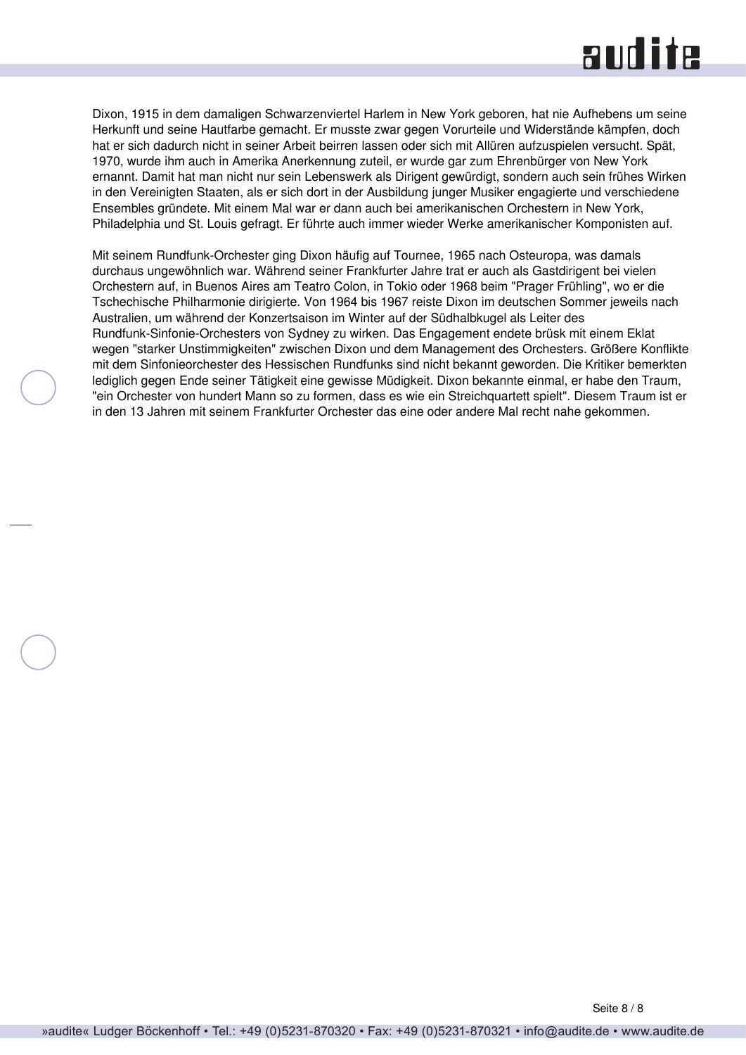Dixon, 1915 in dem damaligen Schwarzenviertel Harlem in New York geboren, hat nie Aufhebens um seine Herkunft und seine Hautfarbe gemacht. Er musste zwar gegen Vorurteile und Widerstände kämpfen, doch hat er sich dadurch nicht in seiner Arbeit beirren lassen oder sich mit Allüren aufzuspielen versucht. Spät, 1970, wurde ihm auch in Amerika Anerkennung zuteil, er wurde gar zum Ehrenbürger von New York ernannt. Damit hat man nicht nur sein Lebenswerk als Dirigent gewürdigt, sondern auch sein frühes Wirken in den Vereinigten Staaten, als er sich dort in der Ausbildung junger Musiker engagierte und verschiedene Ensembles gründete. Mit einem Mal war er dann auch bei amerikanischen Orchestern in New York, Philadelphia und St. Louis gefragt. Er führte auch immer wieder Werke amerikanischer Komponisten auf.

Mit seinem Rundfunk-Orchester ging Dixon häufig auf Tournee, 1965 nach Osteuropa, was damals durchaus ungewöhnlich war. Während seiner Frankfurter Jahre trat er auch als Gastdirigent bei vielen Orchestern auf, in Buenos Aires am Teatro Colon, in Tokio oder 1968 beim "Prager Frühling", wo er die Tschechische Philharmonie dirigierte. Von 1964 bis 1967 reiste Dixon im deutschen Sommer jeweils nach Australien, um während der Konzertsaison im Winter auf der Südhalbkugel als Leiter des Rundfunk-Sinfonie-Orchesters von Sydney zu wirken. Das Engagement endete brüsk mit einem Eklat wegen "starker Unstimmigkeiten" zwischen Dixon und dem Management des Orchesters. Größere Konflikte mit dem Sinfonieorchester des Hessischen Rundfunks sind nicht bekannt geworden. Die Kritiker bemerkten lediglich gegen Ende seiner Tätigkeit eine gewisse Müdigkeit. Dixon bekannte einmal, er habe den Traum, "ein Orchester von hundert Mann so zu formen, dass es wie ein Streichquartett spielt". Diesem Traum ist er in den 13 Jahren mit seinem Frankfurter Orchester das eine oder andere Mal recht nahe gekommen.